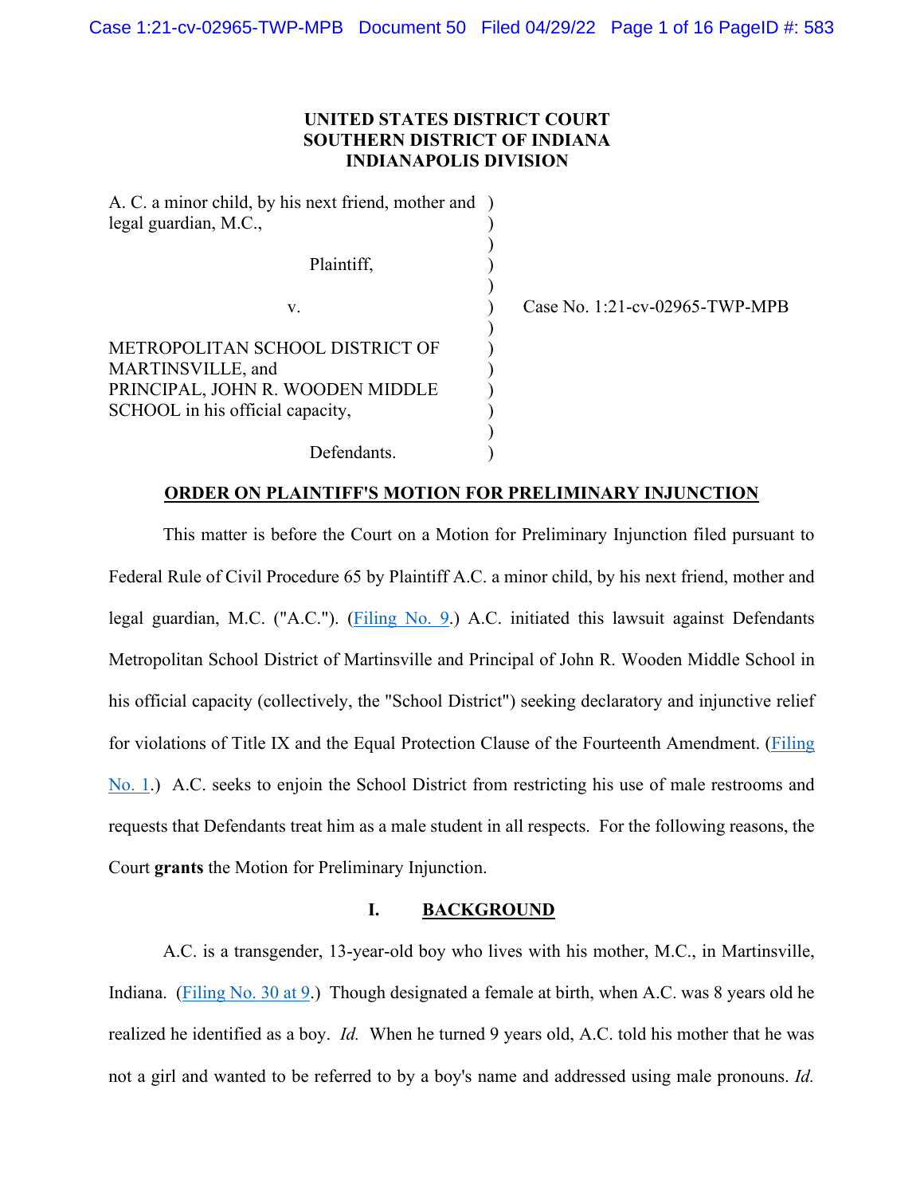**UNITED STATES DISTRICT COURT**
**SOUTHERN DISTRICT OF INDIANA**
**INDIANAPOLIS DIVISION**

A. C. a minor child, by his next friend, mother and legal guardian, M.C.,

Plaintiff,

v.

METROPOLITAN SCHOOL DISTRICT OF MARTINSVILLE, and PRINCIPAL, JOHN R. WOODEN MIDDLE SCHOOL in his official capacity,

Defendants.

Case No. 1:21-cv-02965-TWP-MPB

## ORDER ON PLAINTIFF'S MOTION FOR PRELIMINARY INJUNCTION

This matter is before the Court on a Motion for Preliminary Injunction filed pursuant to Federal Rule of Civil Procedure 65 by Plaintiff A.C. a minor child, by his next friend, mother and legal guardian, M.C. ("A.C."). (Filing No. 9.) A.C. initiated this lawsuit against Defendants Metropolitan School District of Martinsville and Principal of John R. Wooden Middle School in his official capacity (collectively, the "School District") seeking declaratory and injunctive relief for violations of Title IX and the Equal Protection Clause of the Fourteenth Amendment. (Filing No. 1.) A.C. seeks to enjoin the School District from restricting his use of male restrooms and requests that Defendants treat him as a male student in all respects. For the following reasons, the Court **grants** the Motion for Preliminary Injunction.

## I. BACKGROUND

A.C. is a transgender, 13-year-old boy who lives with his mother, M.C., in Martinsville, Indiana. (Filing No. 30 at 9.) Though designated a female at birth, when A.C. was 8 years old he realized he identified as a boy. *Id.* When he turned 9 years old, A.C. told his mother that he was not a girl and wanted to be referred to by a boy's name and addressed using male pronouns. *Id.*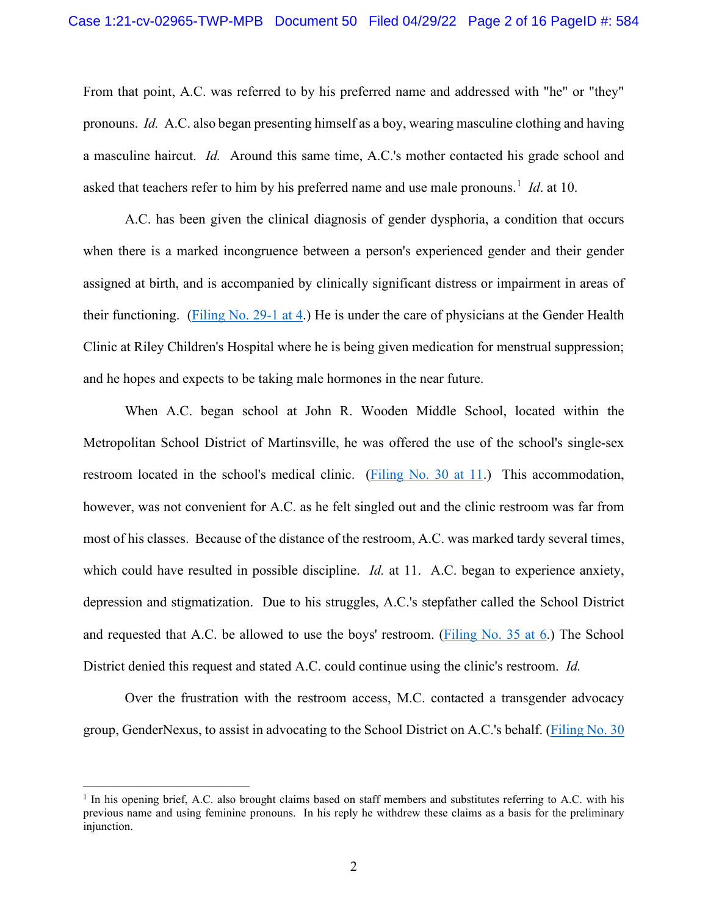From that point, A.C. was referred to by his preferred name and addressed with "he" or "they" pronouns. *Id.* A.C. also began presenting himself as a boy, wearing masculine clothing and having a masculine haircut. *Id.* Around this same time, A.C.'s mother contacted his grade school and asked that teachers refer to him by his preferred name and use male pronouns.[1] *Id*. at 10.

A.C. has been given the clinical diagnosis of gender dysphoria, a condition that occurs when there is a marked incongruence between a person's experienced gender and their gender assigned at birth, and is accompanied by clinically significant distress or impairment in areas of their functioning. (Filing No. 29-1 at 4.) He is under the care of physicians at the Gender Health Clinic at Riley Children's Hospital where he is being given medication for menstrual suppression; and he hopes and expects to be taking male hormones in the near future.

When A.C. began school at John R. Wooden Middle School, located within the Metropolitan School District of Martinsville, he was offered the use of the school's single-sex restroom located in the school's medical clinic. (Filing No. 30 at 11.) This accommodation, however, was not convenient for A.C. as he felt singled out and the clinic restroom was far from most of his classes. Because of the distance of the restroom, A.C. was marked tardy several times, which could have resulted in possible discipline. *Id.* at 11. A.C. began to experience anxiety, depression and stigmatization. Due to his struggles, A.C.'s stepfather called the School District and requested that A.C. be allowed to use the boys' restroom. (Filing No. 35 at 6.) The School District denied this request and stated A.C. could continue using the clinic's restroom. *Id.*

Over the frustration with the restroom access, M.C. contacted a transgender advocacy group, GenderNexus, to assist in advocating to the School District on A.C.'s behalf. (Filing No. 30

---

[1] In his opening brief, A.C. also brought claims based on staff members and substitutes referring to A.C. with his previous name and using feminine pronouns. In his reply he withdrew these claims as a basis for the preliminary injunction.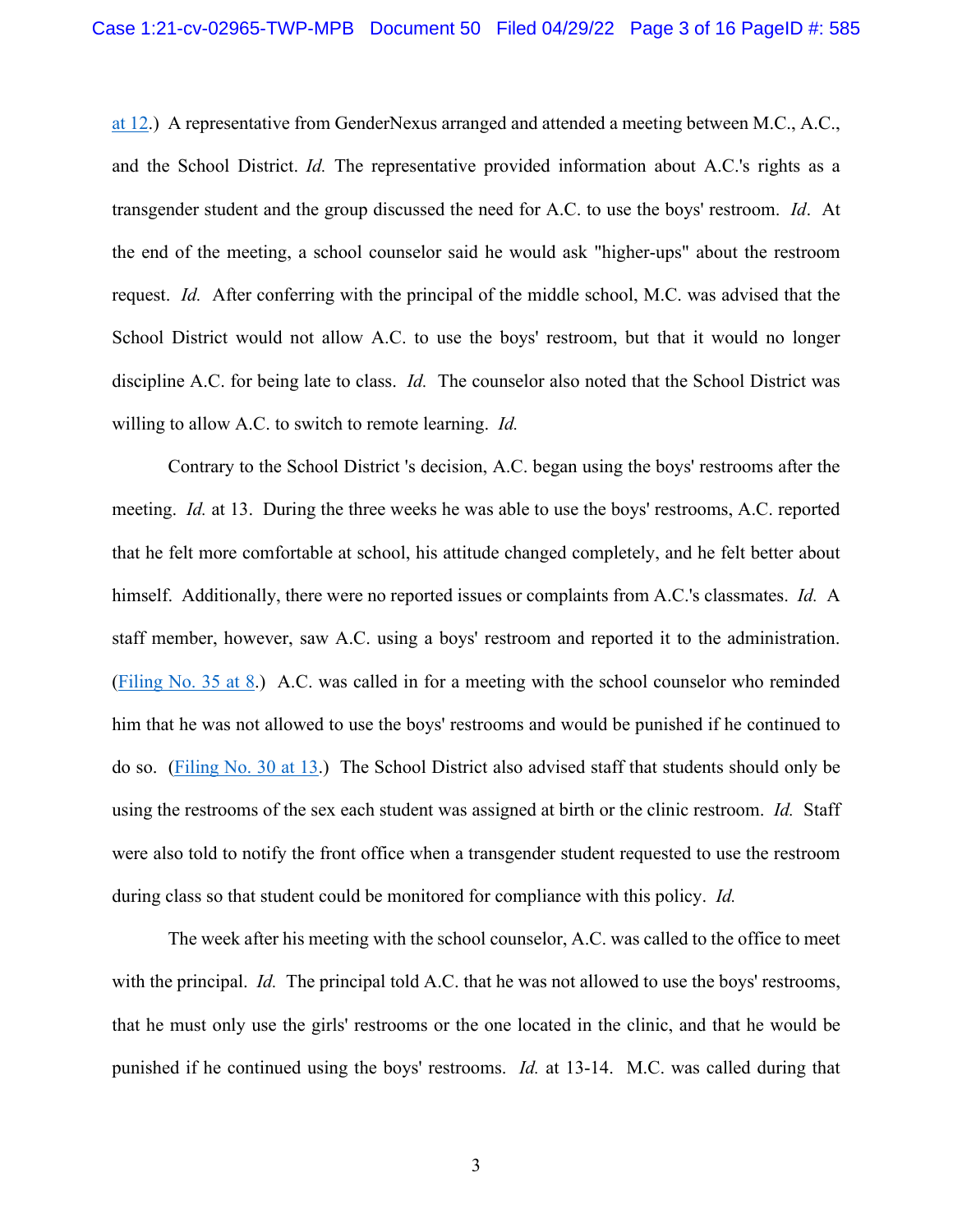at 12.) A representative from GenderNexus arranged and attended a meeting between M.C., A.C., and the School District. *Id.* The representative provided information about A.C.'s rights as a transgender student and the group discussed the need for A.C. to use the boys' restroom. *Id*. At the end of the meeting, a school counselor said he would ask "higher-ups" about the restroom request. *Id.* After conferring with the principal of the middle school, M.C. was advised that the School District would not allow A.C. to use the boys' restroom, but that it would no longer discipline A.C. for being late to class. *Id.* The counselor also noted that the School District was willing to allow A.C. to switch to remote learning. *Id.*

Contrary to the School District 's decision, A.C. began using the boys' restrooms after the meeting. *Id.* at 13. During the three weeks he was able to use the boys' restrooms, A.C. reported that he felt more comfortable at school, his attitude changed completely, and he felt better about himself. Additionally, there were no reported issues or complaints from A.C.'s classmates. *Id.* A staff member, however, saw A.C. using a boys' restroom and reported it to the administration. (Filing No. 35 at 8.) A.C. was called in for a meeting with the school counselor who reminded him that he was not allowed to use the boys' restrooms and would be punished if he continued to do so. (Filing No. 30 at 13.) The School District also advised staff that students should only be using the restrooms of the sex each student was assigned at birth or the clinic restroom. *Id.* Staff were also told to notify the front office when a transgender student requested to use the restroom during class so that student could be monitored for compliance with this policy. *Id.*

The week after his meeting with the school counselor, A.C. was called to the office to meet with the principal. *Id.* The principal told A.C. that he was not allowed to use the boys' restrooms, that he must only use the girls' restrooms or the one located in the clinic, and that he would be punished if he continued using the boys' restrooms. *Id.* at 13-14. M.C. was called during that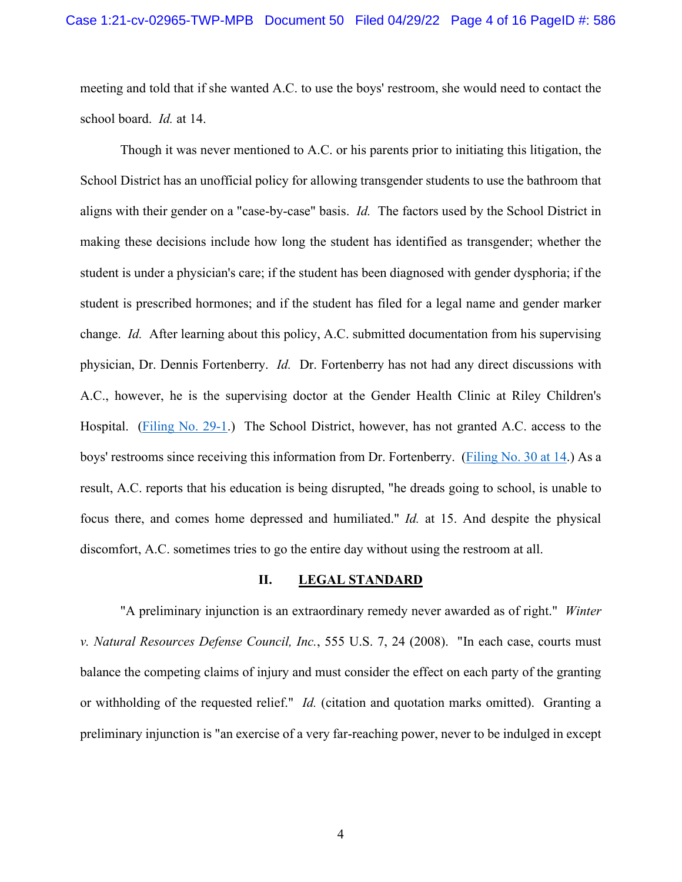meeting and told that if she wanted A.C. to use the boys' restroom, she would need to contact the school board. *Id.* at 14.

Though it was never mentioned to A.C. or his parents prior to initiating this litigation, the School District has an unofficial policy for allowing transgender students to use the bathroom that aligns with their gender on a "case-by-case" basis. *Id.* The factors used by the School District in making these decisions include how long the student has identified as transgender; whether the student is under a physician's care; if the student has been diagnosed with gender dysphoria; if the student is prescribed hormones; and if the student has filed for a legal name and gender marker change. *Id.* After learning about this policy, A.C. submitted documentation from his supervising physician, Dr. Dennis Fortenberry. *Id.* Dr. Fortenberry has not had any direct discussions with A.C., however, he is the supervising doctor at the Gender Health Clinic at Riley Children's Hospital. (Filing No. 29-1.) The School District, however, has not granted A.C. access to the boys' restrooms since receiving this information from Dr. Fortenberry. (Filing No. 30 at 14.) As a result, A.C. reports that his education is being disrupted, "he dreads going to school, is unable to focus there, and comes home depressed and humiliated." *Id.* at 15. And despite the physical discomfort, A.C. sometimes tries to go the entire day without using the restroom at all.

## II. LEGAL STANDARD

"A preliminary injunction is an extraordinary remedy never awarded as of right." *Winter v. Natural Resources Defense Council, Inc.*, 555 U.S. 7, 24 (2008). "In each case, courts must balance the competing claims of injury and must consider the effect on each party of the granting or withholding of the requested relief." *Id.* (citation and quotation marks omitted). Granting a preliminary injunction is "an exercise of a very far-reaching power, never to be indulged in except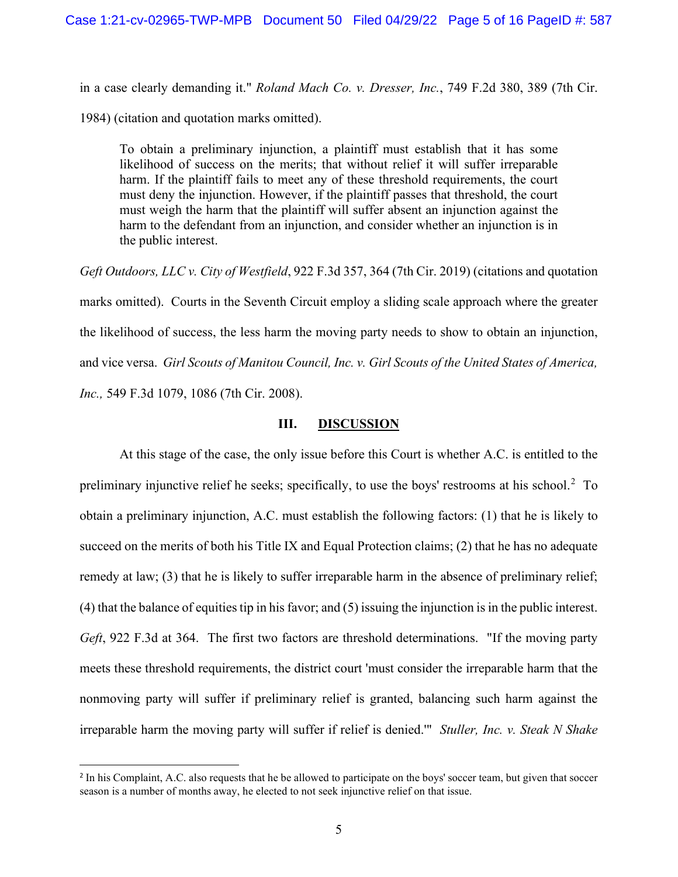in a case clearly demanding it." *Roland Mach Co. v. Dresser, Inc.*, 749 F.2d 380, 389 (7th Cir. 1984) (citation and quotation marks omitted).

> To obtain a preliminary injunction, a plaintiff must establish that it has some likelihood of success on the merits; that without relief it will suffer irreparable harm. If the plaintiff fails to meet any of these threshold requirements, the court must deny the injunction. However, if the plaintiff passes that threshold, the court must weigh the harm that the plaintiff will suffer absent an injunction against the harm to the defendant from an injunction, and consider whether an injunction is in the public interest.

*Geft Outdoors, LLC v. City of Westfield*, 922 F.3d 357, 364 (7th Cir. 2019) (citations and quotation marks omitted). Courts in the Seventh Circuit employ a sliding scale approach where the greater the likelihood of success, the less harm the moving party needs to show to obtain an injunction, and vice versa. *Girl Scouts of Manitou Council, Inc. v. Girl Scouts of the United States of America, Inc.,* 549 F.3d 1079, 1086 (7th Cir. 2008).

## III. DISCUSSION

At this stage of the case, the only issue before this Court is whether A.C. is entitled to the preliminary injunctive relief he seeks; specifically, to use the boys' restrooms at his school.[2] To obtain a preliminary injunction, A.C. must establish the following factors: (1) that he is likely to succeed on the merits of both his Title IX and Equal Protection claims; (2) that he has no adequate remedy at law; (3) that he is likely to suffer irreparable harm in the absence of preliminary relief; (4) that the balance of equities tip in his favor; and (5) issuing the injunction is in the public interest. *Geft*, 922 F.3d at 364. The first two factors are threshold determinations. "If the moving party meets these threshold requirements, the district court 'must consider the irreparable harm that the nonmoving party will suffer if preliminary relief is granted, balancing such harm against the irreparable harm the moving party will suffer if relief is denied.'" *Stuller, Inc. v. Steak N Shake*

[2] In his Complaint, A.C. also requests that he be allowed to participate on the boys' soccer team, but given that soccer season is a number of months away, he elected to not seek injunctive relief on that issue.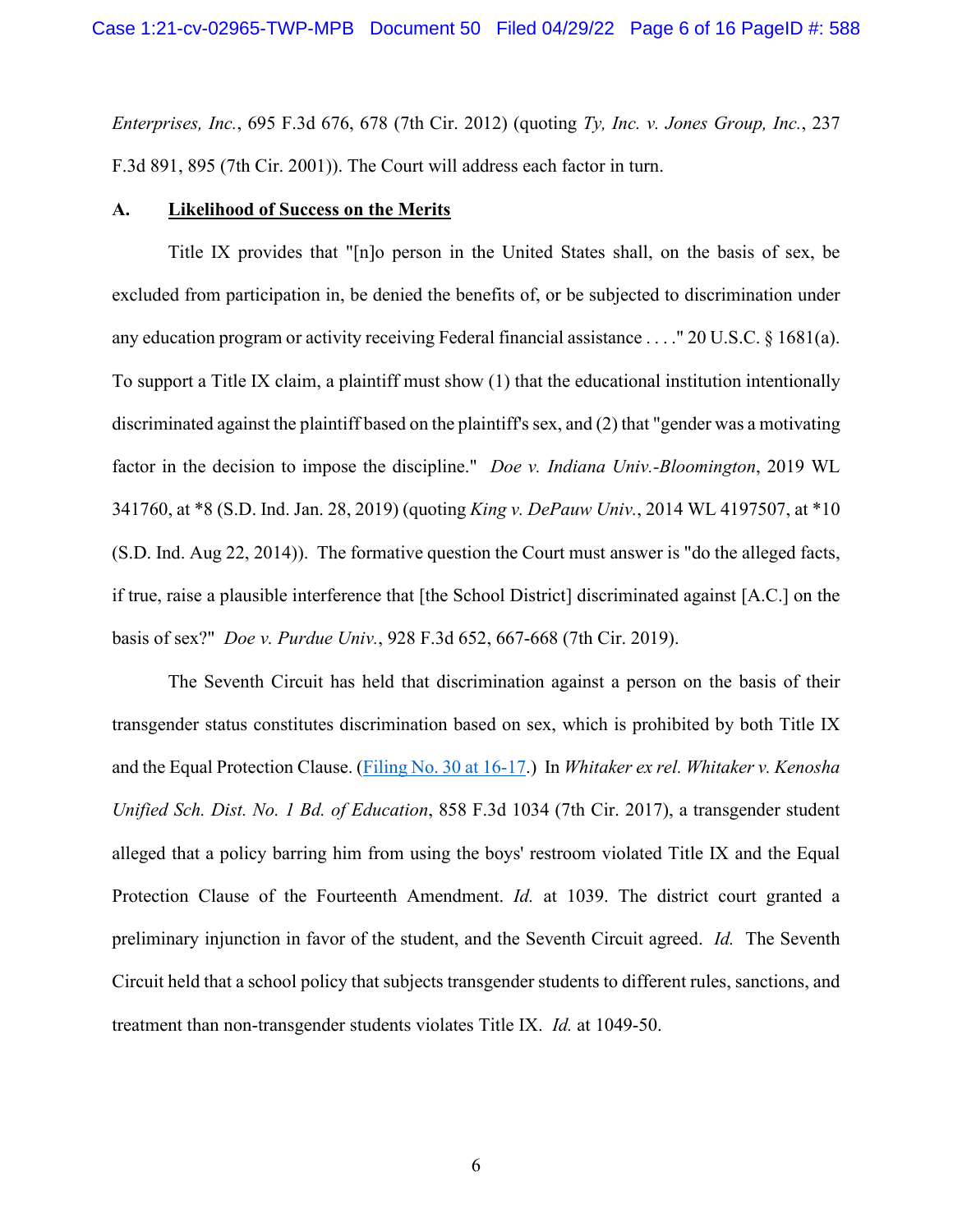*Enterprises, Inc.*, 695 F.3d 676, 678 (7th Cir. 2012) (quoting *Ty, Inc. v. Jones Group, Inc.*, 237 F.3d 891, 895 (7th Cir. 2001)). The Court will address each factor in turn.

**A. Likelihood of Success on the Merits**

Title IX provides that "[n]o person in the United States shall, on the basis of sex, be excluded from participation in, be denied the benefits of, or be subjected to discrimination under any education program or activity receiving Federal financial assistance . . . ." 20 U.S.C. § 1681(a). To support a Title IX claim, a plaintiff must show (1) that the educational institution intentionally discriminated against the plaintiff based on the plaintiff's sex, and (2) that "gender was a motivating factor in the decision to impose the discipline." *Doe v. Indiana Univ.-Bloomington*, 2019 WL 341760, at *8 (S.D. Ind. Jan. 28, 2019) (quoting *King v. DePauw Univ.*, 2014 WL 4197507, at *10 (S.D. Ind. Aug 22, 2014)). The formative question the Court must answer is "do the alleged facts, if true, raise a plausible interference that [the School District] discriminated against [A.C.] on the basis of sex?" *Doe v. Purdue Univ.*, 928 F.3d 652, 667-668 (7th Cir. 2019).

The Seventh Circuit has held that discrimination against a person on the basis of their transgender status constitutes discrimination based on sex, which is prohibited by both Title IX and the Equal Protection Clause. (Filing No. 30 at 16-17.) In *Whitaker ex rel. Whitaker v. Kenosha Unified Sch. Dist. No. 1 Bd. of Education*, 858 F.3d 1034 (7th Cir. 2017), a transgender student alleged that a policy barring him from using the boys' restroom violated Title IX and the Equal Protection Clause of the Fourteenth Amendment. *Id.* at 1039. The district court granted a preliminary injunction in favor of the student, and the Seventh Circuit agreed. *Id.* The Seventh Circuit held that a school policy that subjects transgender students to different rules, sanctions, and treatment than non-transgender students violates Title IX. *Id.* at 1049-50.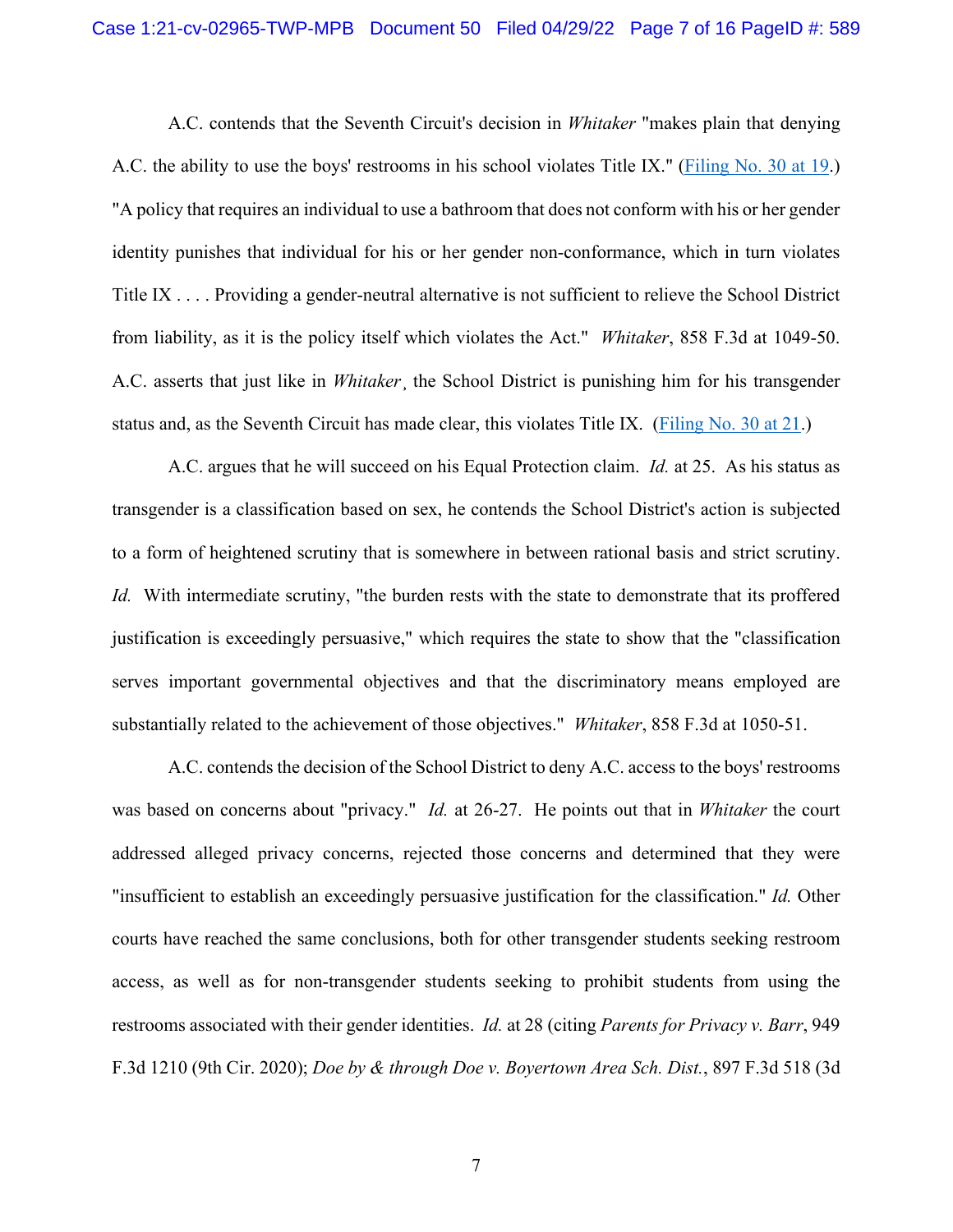A.C. contends that the Seventh Circuit's decision in *Whitaker* "makes plain that denying A.C. the ability to use the boys' restrooms in his school violates Title IX." (Filing No. 30 at 19.) "A policy that requires an individual to use a bathroom that does not conform with his or her gender identity punishes that individual for his or her gender non-conformance, which in turn violates Title IX . . . . Providing a gender-neutral alternative is not sufficient to relieve the School District from liability, as it is the policy itself which violates the Act." *Whitaker*, 858 F.3d at 1049-50. A.C. asserts that just like in *Whitaker*¸ the School District is punishing him for his transgender status and, as the Seventh Circuit has made clear, this violates Title IX. (Filing No. 30 at 21.)

A.C. argues that he will succeed on his Equal Protection claim. *Id.* at 25. As his status as transgender is a classification based on sex, he contends the School District's action is subjected to a form of heightened scrutiny that is somewhere in between rational basis and strict scrutiny. *Id.* With intermediate scrutiny, "the burden rests with the state to demonstrate that its proffered justification is exceedingly persuasive," which requires the state to show that the "classification serves important governmental objectives and that the discriminatory means employed are substantially related to the achievement of those objectives." *Whitaker*, 858 F.3d at 1050-51.

A.C. contends the decision of the School District to deny A.C. access to the boys' restrooms was based on concerns about "privacy." *Id.* at 26-27. He points out that in *Whitaker* the court addressed alleged privacy concerns, rejected those concerns and determined that they were "insufficient to establish an exceedingly persuasive justification for the classification." *Id.* Other courts have reached the same conclusions, both for other transgender students seeking restroom access, as well as for non-transgender students seeking to prohibit students from using the restrooms associated with their gender identities. *Id.* at 28 (citing *Parents for Privacy v. Barr*, 949 F.3d 1210 (9th Cir. 2020); *Doe by & through Doe v. Boyertown Area Sch. Dist.*, 897 F.3d 518 (3d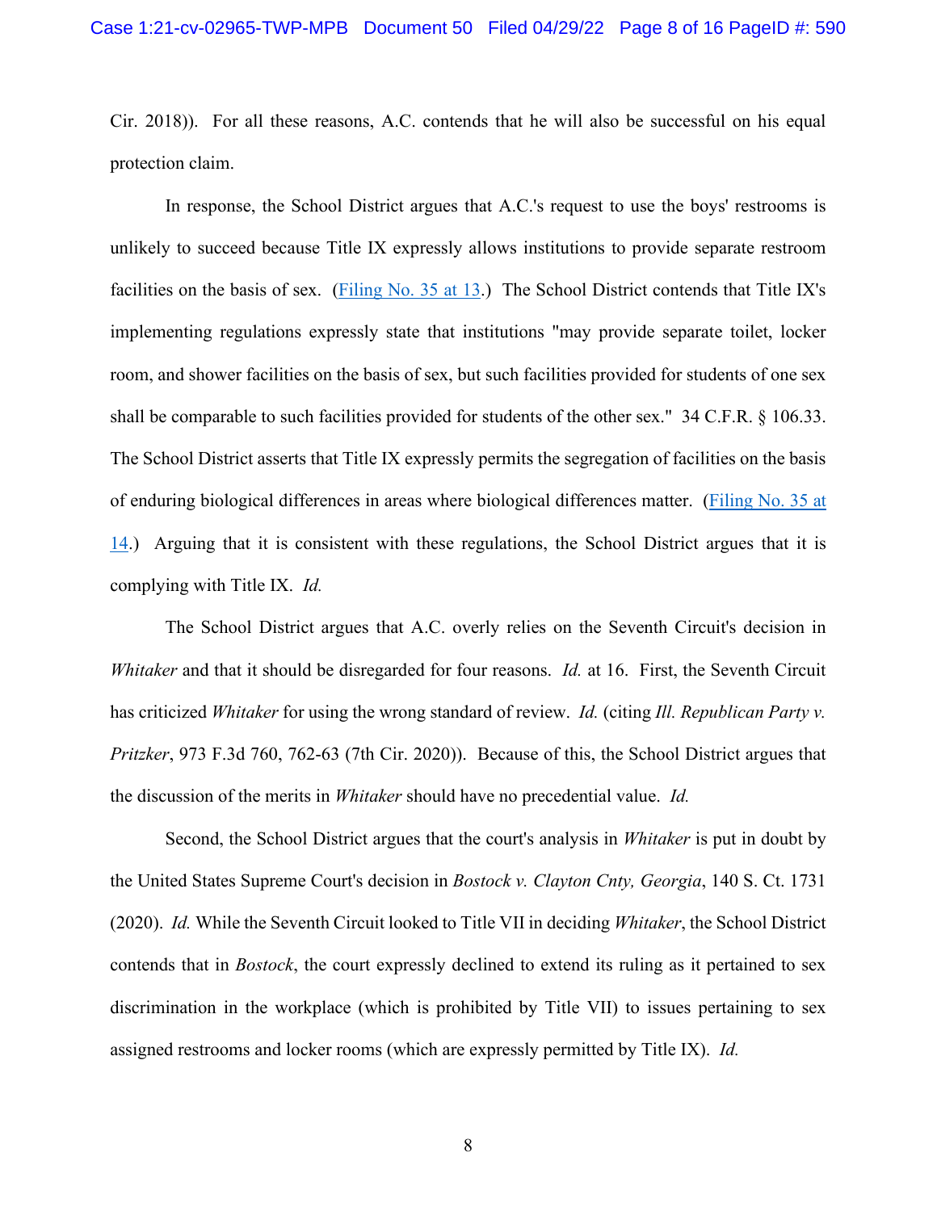Cir. 2018)). For all these reasons, A.C. contends that he will also be successful on his equal protection claim.

In response, the School District argues that A.C.'s request to use the boys' restrooms is unlikely to succeed because Title IX expressly allows institutions to provide separate restroom facilities on the basis of sex. (Filing No. 35 at 13.) The School District contends that Title IX's implementing regulations expressly state that institutions "may provide separate toilet, locker room, and shower facilities on the basis of sex, but such facilities provided for students of one sex shall be comparable to such facilities provided for students of the other sex." 34 C.F.R. § 106.33. The School District asserts that Title IX expressly permits the segregation of facilities on the basis of enduring biological differences in areas where biological differences matter. (Filing No. 35 at 14.) Arguing that it is consistent with these regulations, the School District argues that it is complying with Title IX. *Id.*

The School District argues that A.C. overly relies on the Seventh Circuit's decision in *Whitaker* and that it should be disregarded for four reasons. *Id.* at 16. First, the Seventh Circuit has criticized *Whitaker* for using the wrong standard of review. *Id.* (citing *Ill. Republican Party v. Pritzker*, 973 F.3d 760, 762-63 (7th Cir. 2020)). Because of this, the School District argues that the discussion of the merits in *Whitaker* should have no precedential value. *Id.*

Second, the School District argues that the court's analysis in *Whitaker* is put in doubt by the United States Supreme Court's decision in *Bostock v. Clayton Cnty, Georgia*, 140 S. Ct. 1731 (2020). *Id.* While the Seventh Circuit looked to Title VII in deciding *Whitaker*, the School District contends that in *Bostock*, the court expressly declined to extend its ruling as it pertained to sex discrimination in the workplace (which is prohibited by Title VII) to issues pertaining to sex assigned restrooms and locker rooms (which are expressly permitted by Title IX). *Id.*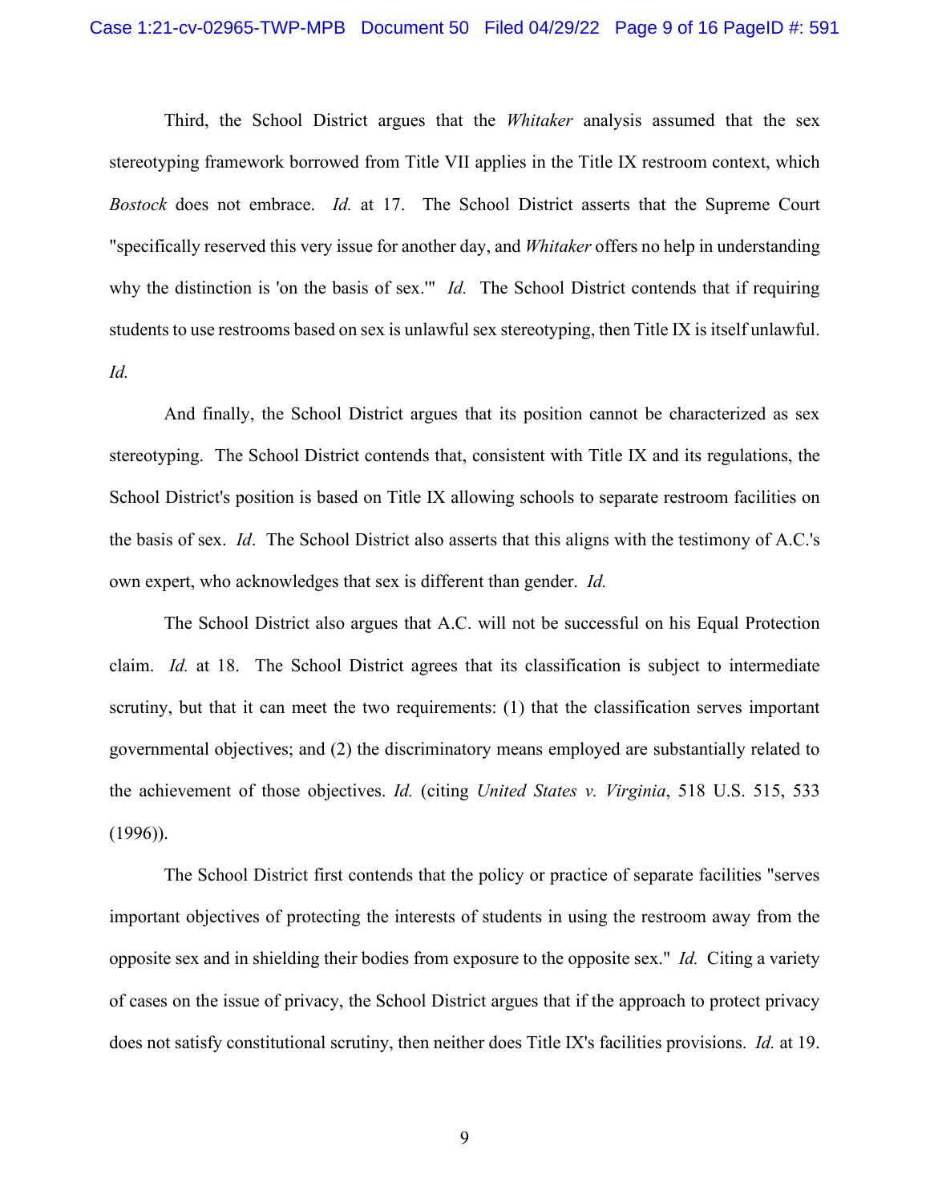Third, the School District argues that the *Whitaker* analysis assumed that the sex stereotyping framework borrowed from Title VII applies in the Title IX restroom context, which *Bostock* does not embrace. *Id.* at 17. The School District asserts that the Supreme Court "specifically reserved this very issue for another day, and *Whitaker* offers no help in understanding why the distinction is 'on the basis of sex.'" *Id.* The School District contends that if requiring students to use restrooms based on sex is unlawful sex stereotyping, then Title IX is itself unlawful. *Id.*

And finally, the School District argues that its position cannot be characterized as sex stereotyping. The School District contends that, consistent with Title IX and its regulations, the School District's position is based on Title IX allowing schools to separate restroom facilities on the basis of sex. *Id*. The School District also asserts that this aligns with the testimony of A.C.'s own expert, who acknowledges that sex is different than gender. *Id.*

The School District also argues that A.C. will not be successful on his Equal Protection claim. *Id.* at 18. The School District agrees that its classification is subject to intermediate scrutiny, but that it can meet the two requirements: (1) that the classification serves important governmental objectives; and (2) the discriminatory means employed are substantially related to the achievement of those objectives. *Id.* (citing *United States v. Virginia*, 518 U.S. 515, 533 (1996)).

The School District first contends that the policy or practice of separate facilities "serves important objectives of protecting the interests of students in using the restroom away from the opposite sex and in shielding their bodies from exposure to the opposite sex." *Id.* Citing a variety of cases on the issue of privacy, the School District argues that if the approach to protect privacy does not satisfy constitutional scrutiny, then neither does Title IX's facilities provisions. *Id.* at 19.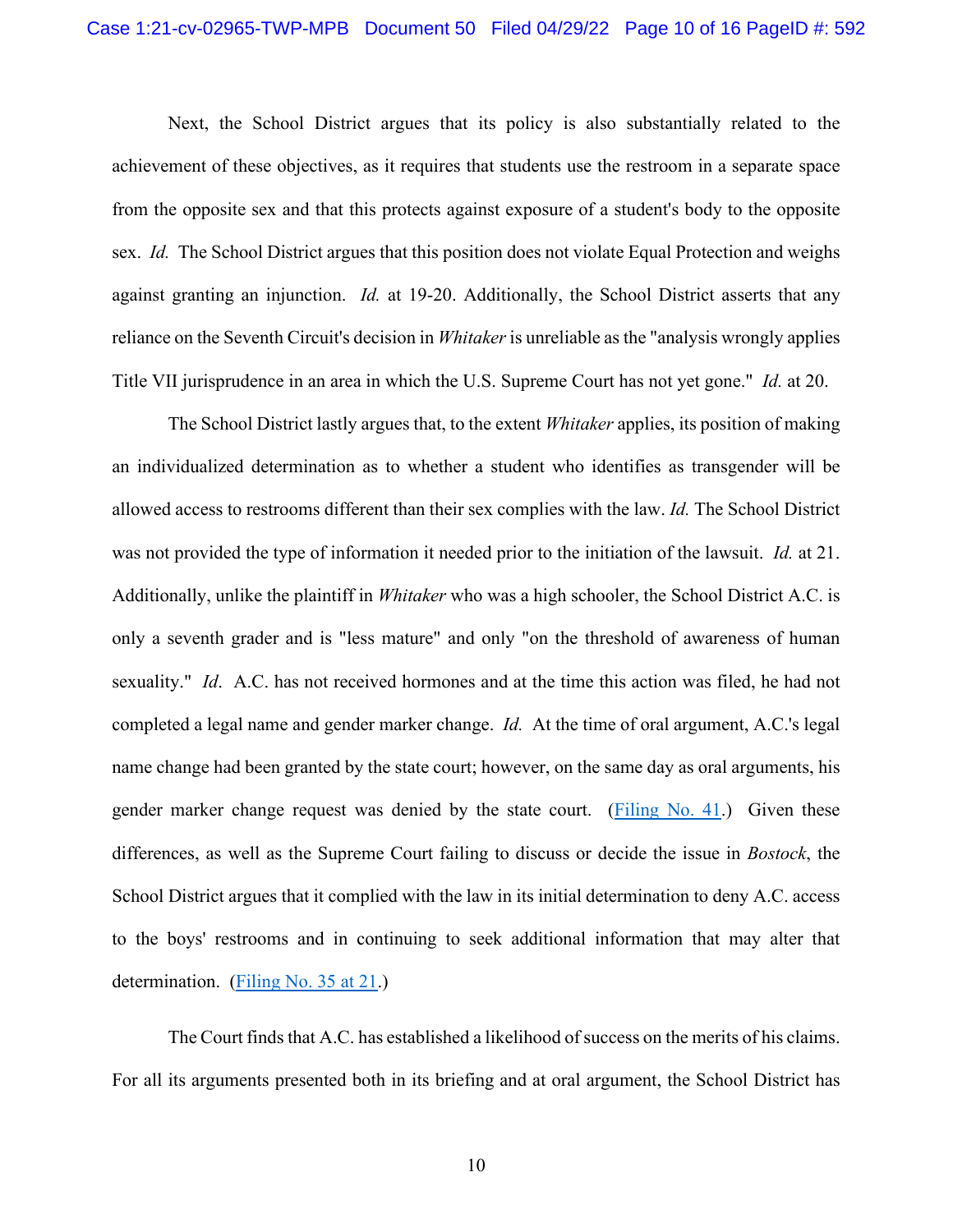Next, the School District argues that its policy is also substantially related to the achievement of these objectives, as it requires that students use the restroom in a separate space from the opposite sex and that this protects against exposure of a student's body to the opposite sex. *Id.* The School District argues that this position does not violate Equal Protection and weighs against granting an injunction. *Id.* at 19-20. Additionally, the School District asserts that any reliance on the Seventh Circuit's decision in *Whitaker* is unreliable as the "analysis wrongly applies Title VII jurisprudence in an area in which the U.S. Supreme Court has not yet gone." *Id.* at 20.

The School District lastly argues that, to the extent *Whitaker* applies, its position of making an individualized determination as to whether a student who identifies as transgender will be allowed access to restrooms different than their sex complies with the law. *Id.* The School District was not provided the type of information it needed prior to the initiation of the lawsuit. *Id.* at 21. Additionally, unlike the plaintiff in *Whitaker* who was a high schooler, the School District A.C. is only a seventh grader and is "less mature" and only "on the threshold of awareness of human sexuality." *Id*. A.C. has not received hormones and at the time this action was filed, he had not completed a legal name and gender marker change. *Id.* At the time of oral argument, A.C.'s legal name change had been granted by the state court; however, on the same day as oral arguments, his gender marker change request was denied by the state court. (Filing No. 41.) Given these differences, as well as the Supreme Court failing to discuss or decide the issue in *Bostock*, the School District argues that it complied with the law in its initial determination to deny A.C. access to the boys' restrooms and in continuing to seek additional information that may alter that determination. (Filing No. 35 at 21.)

The Court finds that A.C. has established a likelihood of success on the merits of his claims. For all its arguments presented both in its briefing and at oral argument, the School District has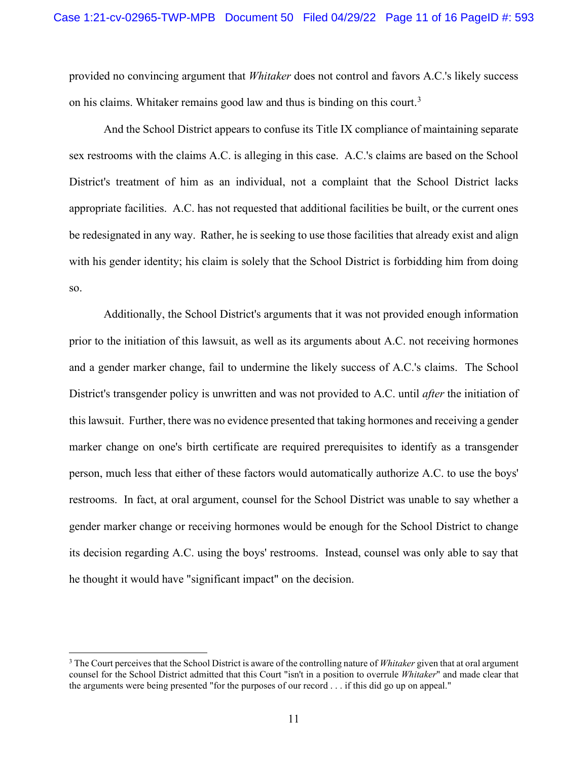provided no convincing argument that *Whitaker* does not control and favors A.C.'s likely success on his claims. Whitaker remains good law and thus is binding on this court.[3]

And the School District appears to confuse its Title IX compliance of maintaining separate sex restrooms with the claims A.C. is alleging in this case. A.C.'s claims are based on the School District's treatment of him as an individual, not a complaint that the School District lacks appropriate facilities. A.C. has not requested that additional facilities be built, or the current ones be redesignated in any way. Rather, he is seeking to use those facilities that already exist and align with his gender identity; his claim is solely that the School District is forbidding him from doing so.

Additionally, the School District's arguments that it was not provided enough information prior to the initiation of this lawsuit, as well as its arguments about A.C. not receiving hormones and a gender marker change, fail to undermine the likely success of A.C.'s claims. The School District's transgender policy is unwritten and was not provided to A.C. until *after* the initiation of this lawsuit. Further, there was no evidence presented that taking hormones and receiving a gender marker change on one's birth certificate are required prerequisites to identify as a transgender person, much less that either of these factors would automatically authorize A.C. to use the boys' restrooms. In fact, at oral argument, counsel for the School District was unable to say whether a gender marker change or receiving hormones would be enough for the School District to change its decision regarding A.C. using the boys' restrooms. Instead, counsel was only able to say that he thought it would have "significant impact" on the decision.

---

[3] The Court perceives that the School District is aware of the controlling nature of *Whitaker* given that at oral argument counsel for the School District admitted that this Court "isn't in a position to overrule *Whitaker*" and made clear that the arguments were being presented "for the purposes of our record . . . if this did go up on appeal."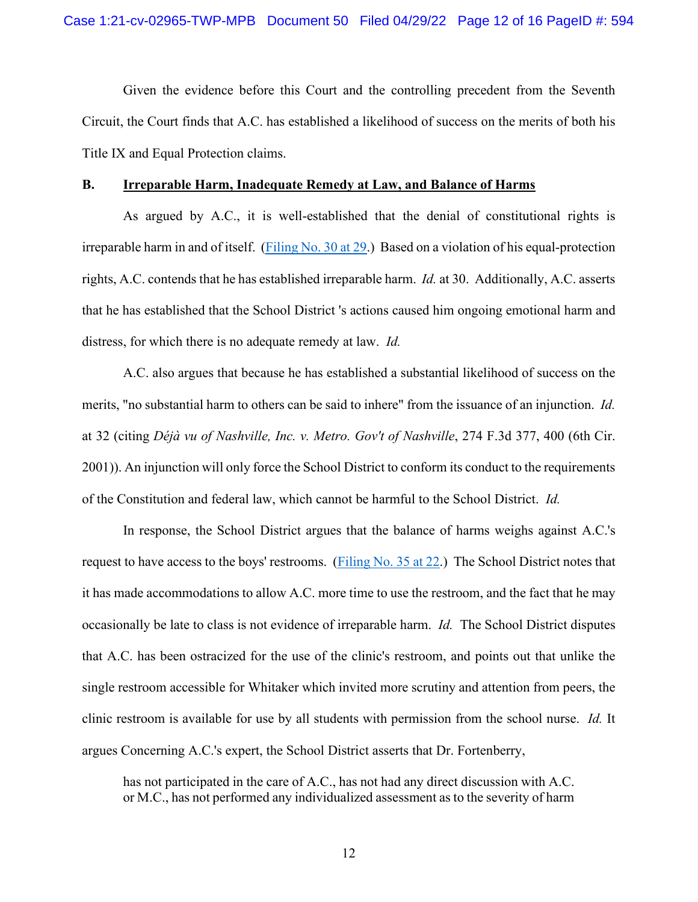Given the evidence before this Court and the controlling precedent from the Seventh Circuit, the Court finds that A.C. has established a likelihood of success on the merits of both his Title IX and Equal Protection claims.

**B. Irreparable Harm, Inadequate Remedy at Law, and Balance of Harms**

As argued by A.C., it is well-established that the denial of constitutional rights is irreparable harm in and of itself. (Filing No. 30 at 29.) Based on a violation of his equal-protection rights, A.C. contends that he has established irreparable harm. *Id.* at 30. Additionally, A.C. asserts that he has established that the School District 's actions caused him ongoing emotional harm and distress, for which there is no adequate remedy at law. *Id.*

A.C. also argues that because he has established a substantial likelihood of success on the merits, "no substantial harm to others can be said to inhere" from the issuance of an injunction. *Id.* at 32 (citing *Déjà vu of Nashville, Inc. v. Metro. Gov't of Nashville*, 274 F.3d 377, 400 (6th Cir. 2001)). An injunction will only force the School District to conform its conduct to the requirements of the Constitution and federal law, which cannot be harmful to the School District. *Id.*

In response, the School District argues that the balance of harms weighs against A.C.'s request to have access to the boys' restrooms. (Filing No. 35 at 22.) The School District notes that it has made accommodations to allow A.C. more time to use the restroom, and the fact that he may occasionally be late to class is not evidence of irreparable harm. *Id.* The School District disputes that A.C. has been ostracized for the use of the clinic's restroom, and points out that unlike the single restroom accessible for Whitaker which invited more scrutiny and attention from peers, the clinic restroom is available for use by all students with permission from the school nurse. *Id.* It argues Concerning A.C.'s expert, the School District asserts that Dr. Fortenberry,

> has not participated in the care of A.C., has not had any direct discussion with A.C. or M.C., has not performed any individualized assessment as to the severity of harm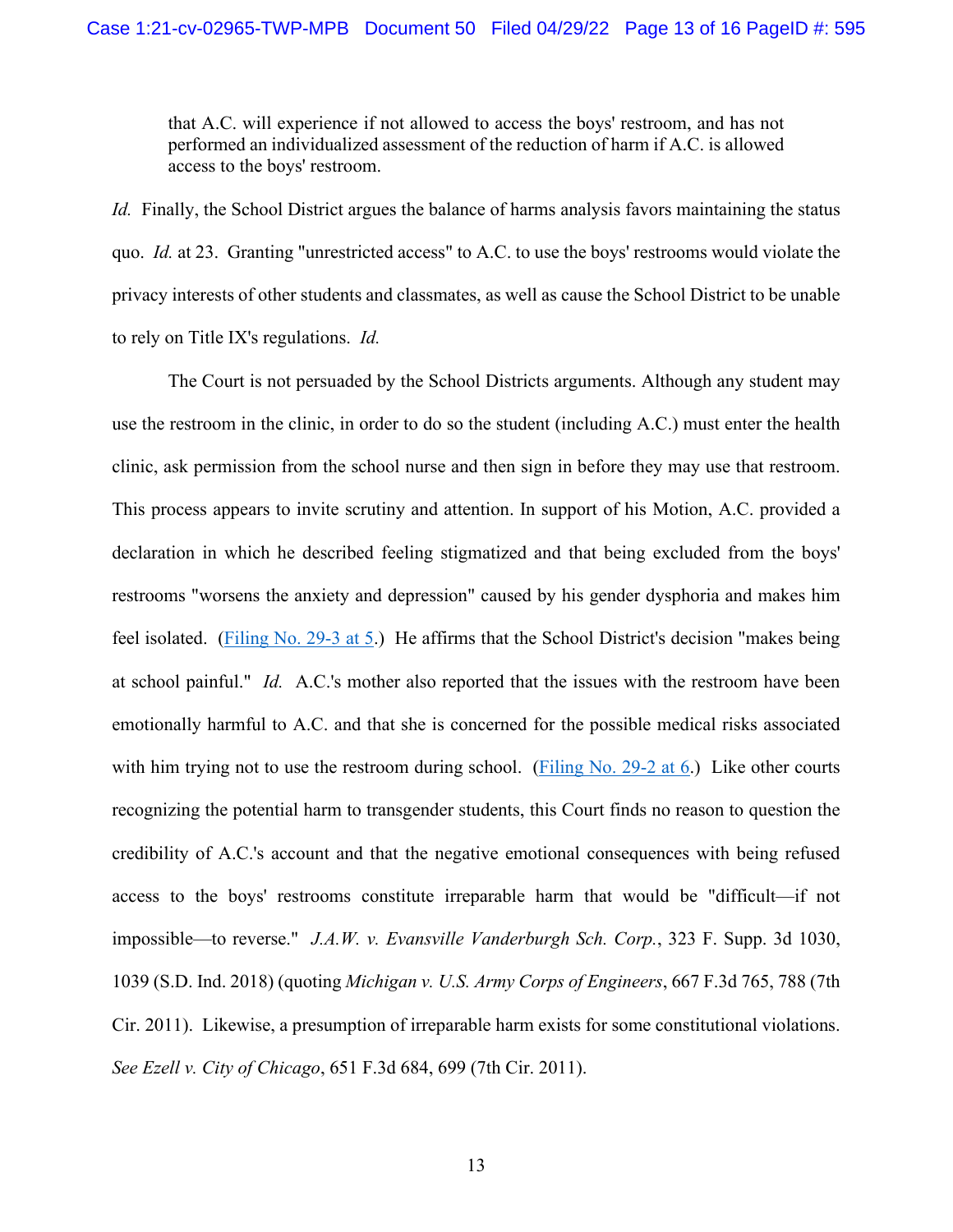> that A.C. will experience if not allowed to access the boys' restroom, and has not performed an individualized assessment of the reduction of harm if A.C. is allowed access to the boys' restroom.

*Id.* Finally, the School District argues the balance of harms analysis favors maintaining the status quo. *Id.* at 23. Granting "unrestricted access" to A.C. to use the boys' restrooms would violate the privacy interests of other students and classmates, as well as cause the School District to be unable to rely on Title IX's regulations. *Id.*

The Court is not persuaded by the School Districts arguments. Although any student may use the restroom in the clinic, in order to do so the student (including A.C.) must enter the health clinic, ask permission from the school nurse and then sign in before they may use that restroom. This process appears to invite scrutiny and attention. In support of his Motion, A.C. provided a declaration in which he described feeling stigmatized and that being excluded from the boys' restrooms "worsens the anxiety and depression" caused by his gender dysphoria and makes him feel isolated. (Filing No. 29-3 at 5.) He affirms that the School District's decision "makes being at school painful." *Id.* A.C.'s mother also reported that the issues with the restroom have been emotionally harmful to A.C. and that she is concerned for the possible medical risks associated with him trying not to use the restroom during school. (Filing No. 29-2 at 6.) Like other courts recognizing the potential harm to transgender students, this Court finds no reason to question the credibility of A.C.'s account and that the negative emotional consequences with being refused access to the boys' restrooms constitute irreparable harm that would be "difficult—if not impossible—to reverse." *J.A.W. v. Evansville Vanderburgh Sch. Corp.*, 323 F. Supp. 3d 1030, 1039 (S.D. Ind. 2018) (quoting *Michigan v. U.S. Army Corps of Engineers*, 667 F.3d 765, 788 (7th Cir. 2011). Likewise, a presumption of irreparable harm exists for some constitutional violations. *See Ezell v. City of Chicago*, 651 F.3d 684, 699 (7th Cir. 2011).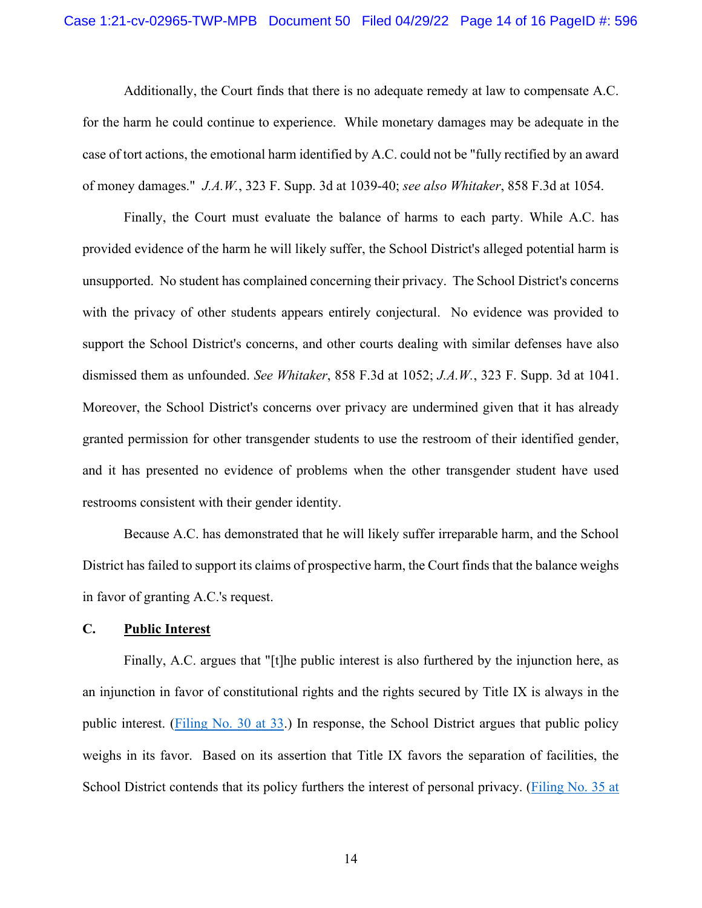Additionally, the Court finds that there is no adequate remedy at law to compensate A.C. for the harm he could continue to experience. While monetary damages may be adequate in the case of tort actions, the emotional harm identified by A.C. could not be "fully rectified by an award of money damages." *J.A.W.*, 323 F. Supp. 3d at 1039-40; *see also Whitaker*, 858 F.3d at 1054.

Finally, the Court must evaluate the balance of harms to each party. While A.C. has provided evidence of the harm he will likely suffer, the School District's alleged potential harm is unsupported. No student has complained concerning their privacy. The School District's concerns with the privacy of other students appears entirely conjectural. No evidence was provided to support the School District's concerns, and other courts dealing with similar defenses have also dismissed them as unfounded. *See Whitaker*, 858 F.3d at 1052; *J.A.W.*, 323 F. Supp. 3d at 1041. Moreover, the School District's concerns over privacy are undermined given that it has already granted permission for other transgender students to use the restroom of their identified gender, and it has presented no evidence of problems when the other transgender student have used restrooms consistent with their gender identity.

Because A.C. has demonstrated that he will likely suffer irreparable harm, and the School District has failed to support its claims of prospective harm, the Court finds that the balance weighs in favor of granting A.C.'s request.

### C. **Public Interest**

Finally, A.C. argues that "[t]he public interest is also furthered by the injunction here, as an injunction in favor of constitutional rights and the rights secured by Title IX is always in the public interest. (Filing No. 30 at 33.) In response, the School District argues that public policy weighs in its favor. Based on its assertion that Title IX favors the separation of facilities, the School District contends that its policy furthers the interest of personal privacy. (Filing No. 35 at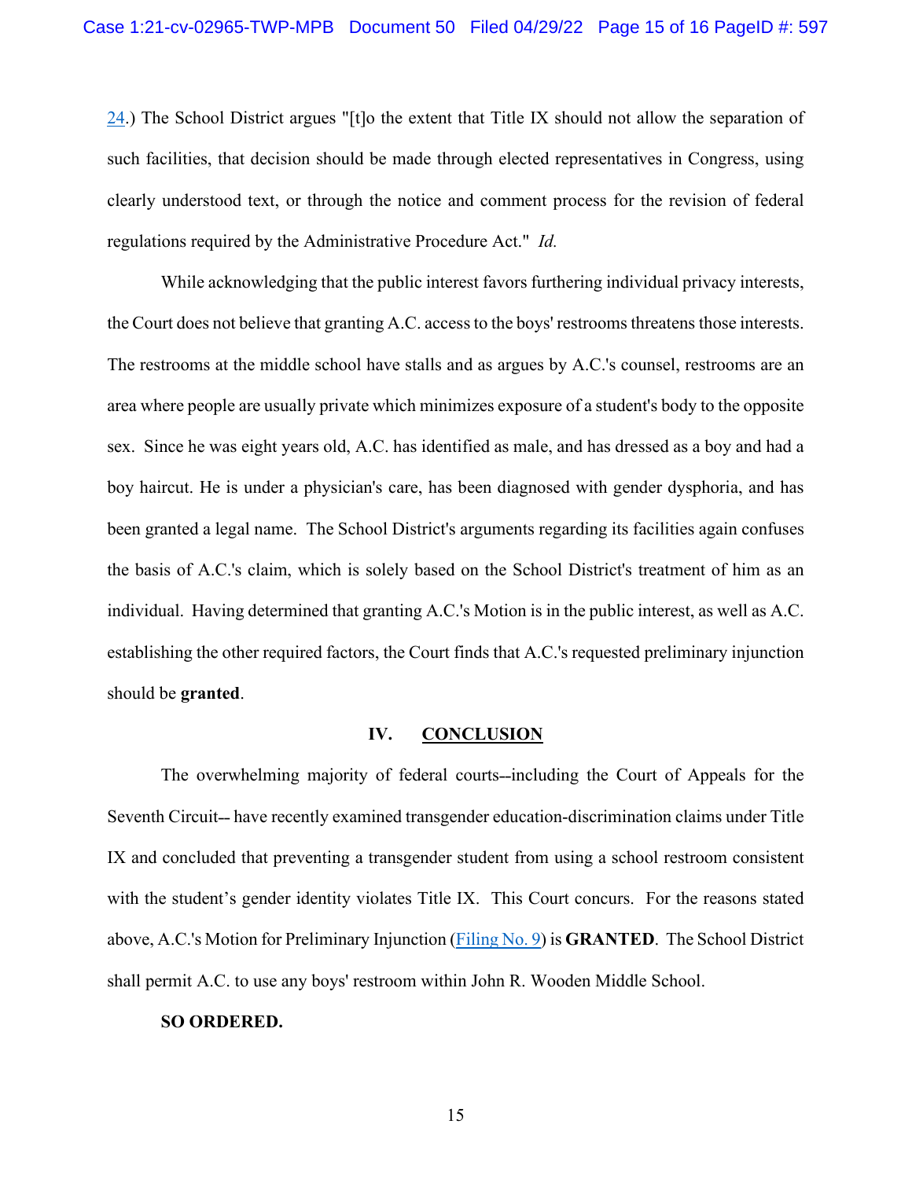24.) The School District argues "[t]o the extent that Title IX should not allow the separation of such facilities, that decision should be made through elected representatives in Congress, using clearly understood text, or through the notice and comment process for the revision of federal regulations required by the Administrative Procedure Act." *Id.*

While acknowledging that the public interest favors furthering individual privacy interests, the Court does not believe that granting A.C. access to the boys' restrooms threatens those interests. The restrooms at the middle school have stalls and as argues by A.C.'s counsel, restrooms are an area where people are usually private which minimizes exposure of a student's body to the opposite sex. Since he was eight years old, A.C. has identified as male, and has dressed as a boy and had a boy haircut. He is under a physician's care, has been diagnosed with gender dysphoria, and has been granted a legal name. The School District's arguments regarding its facilities again confuses the basis of A.C.'s claim, which is solely based on the School District's treatment of him as an individual. Having determined that granting A.C.'s Motion is in the public interest, as well as A.C. establishing the other required factors, the Court finds that A.C.'s requested preliminary injunction should be **granted**.

## IV. CONCLUSION

The overwhelming majority of federal courts--including the Court of Appeals for the Seventh Circuit-- have recently examined transgender education-discrimination claims under Title IX and concluded that preventing a transgender student from using a school restroom consistent with the student's gender identity violates Title IX. This Court concurs. For the reasons stated above, A.C.'s Motion for Preliminary Injunction (Filing No. 9) is **GRANTED**. The School District shall permit A.C. to use any boys' restroom within John R. Wooden Middle School.

**SO ORDERED.**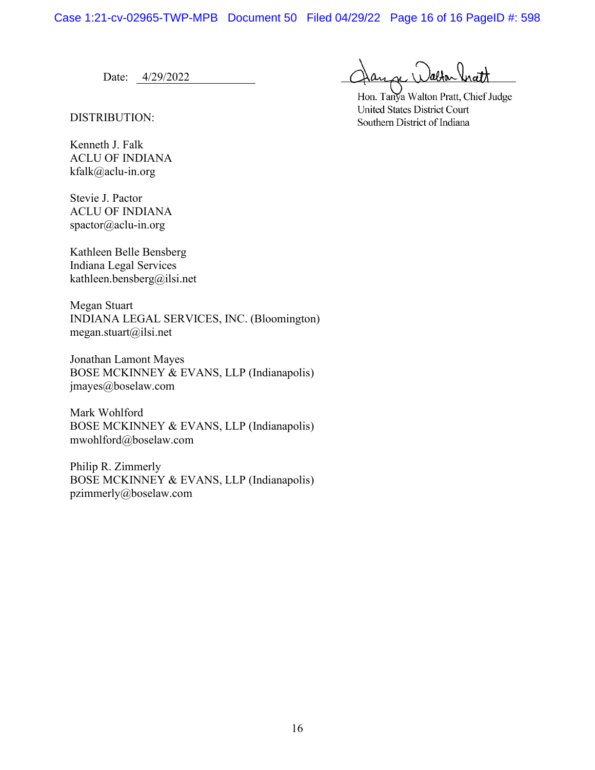Date: 4/29/2022

Hon. Tanya Walton Pratt, Chief Judge
United States District Court
Southern District of Indiana

DISTRIBUTION:

Kenneth J. Falk
ACLU OF INDIANA
kfalk@aclu-in.org

Stevie J. Pactor
ACLU OF INDIANA
spactor@aclu-in.org

Kathleen Belle Bensberg
Indiana Legal Services
kathleen.bensberg@ilsi.net

Megan Stuart
INDIANA LEGAL SERVICES, INC. (Bloomington)
megan.stuart@ilsi.net

Jonathan Lamont Mayes
BOSE MCKINNEY & EVANS, LLP (Indianapolis)
jmayes@boselaw.com

Mark Wohlford
BOSE MCKINNEY & EVANS, LLP (Indianapolis)
mwohlford@boselaw.com

Philip R. Zimmerly
BOSE MCKINNEY & EVANS, LLP (Indianapolis)
pzimmerly@boselaw.com